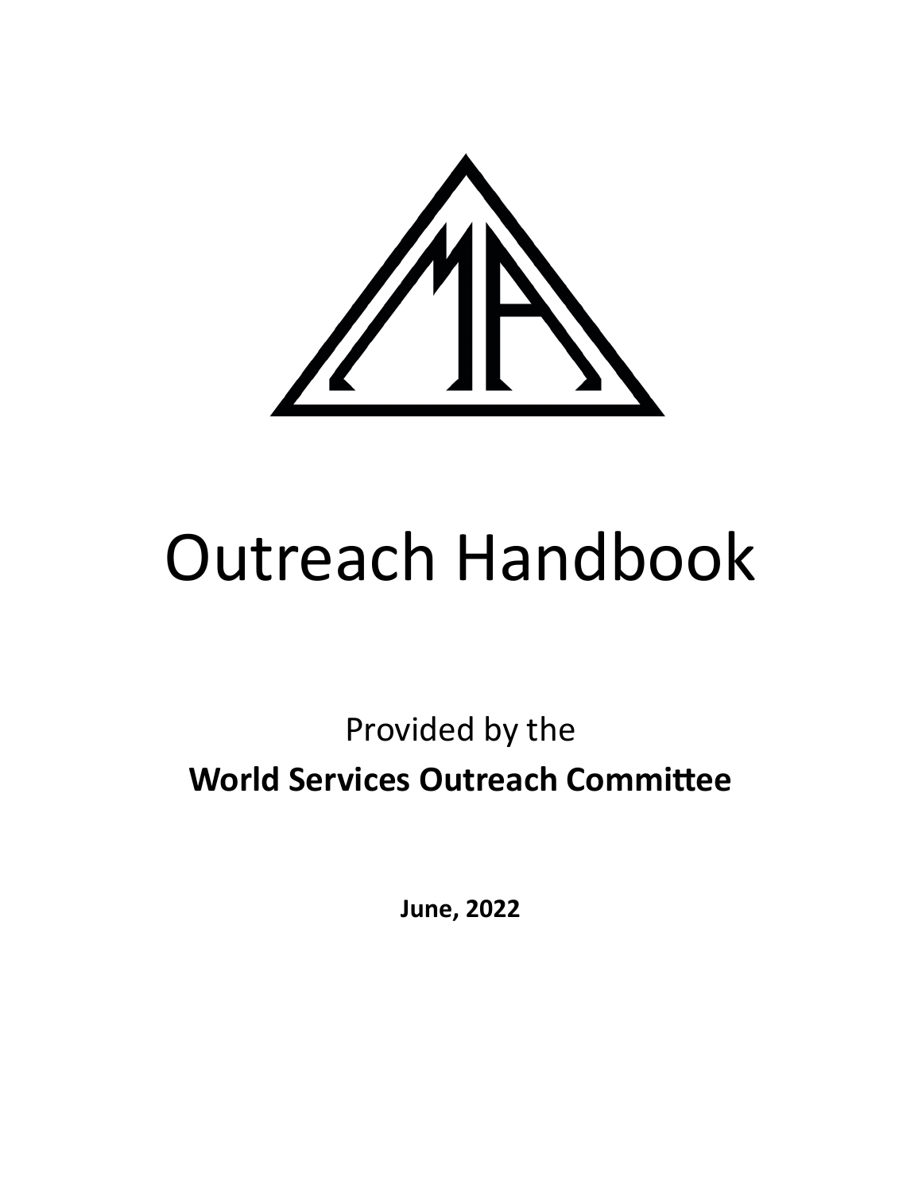# Outreach Handbook

Provided by the

**World Services Outreach Committee**

**June, 2022**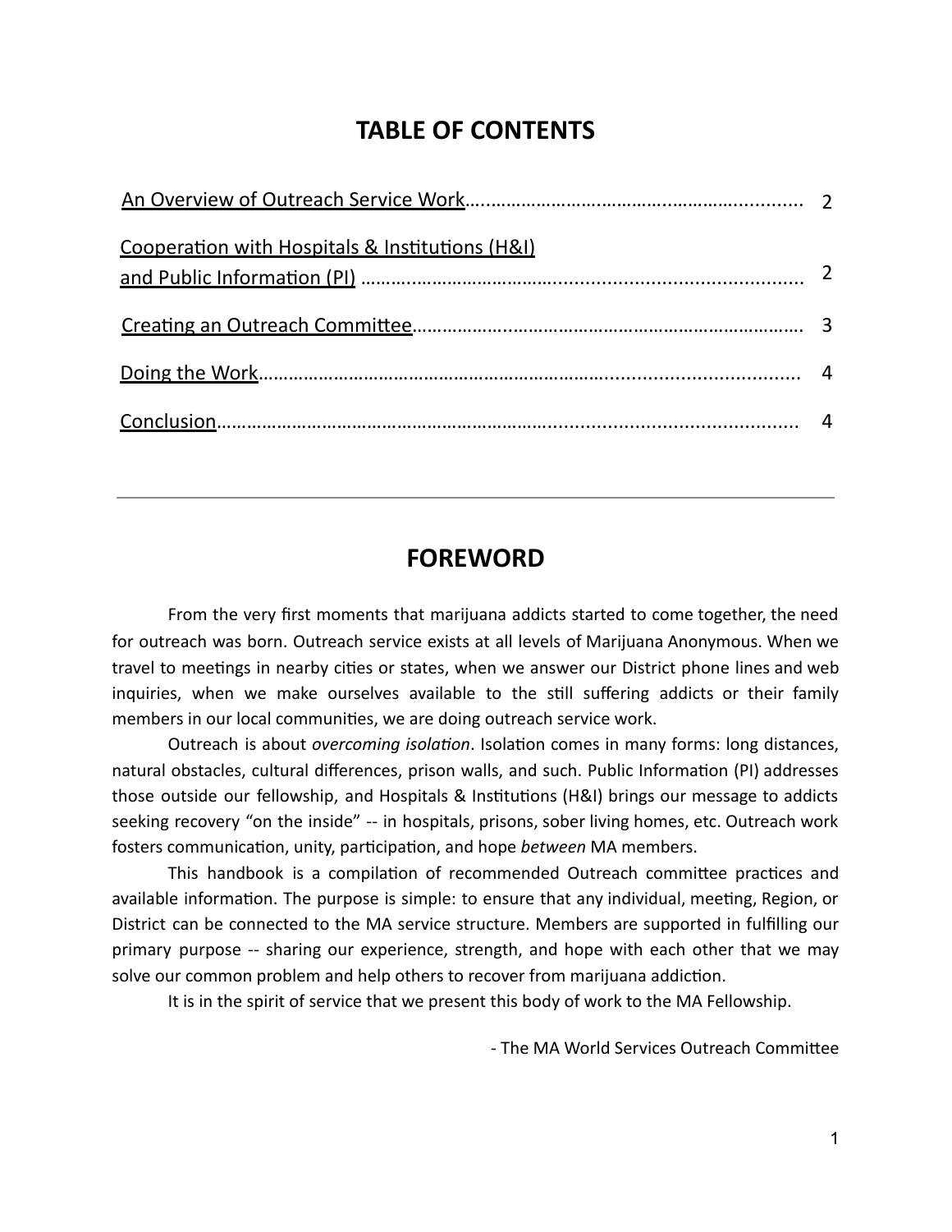# TABLE OF CONTENTS

| | |
|---|---|
| An Overview of Outreach Service Work | 2 |
| Cooperation with Hospitals & Institutions (H&I) and Public Information (PI) | 2 |
| Creating an Outreach Committee | 3 |
| Doing the Work | 4 |
| Conclusion | 4 |

---

# FOREWORD

From the very first moments that marijuana addicts started to come together, the need for outreach was born. Outreach service exists at all levels of Marijuana Anonymous. When we travel to meetings in nearby cities or states, when we answer our District phone lines and web inquiries, when we make ourselves available to the still suffering addicts or their family members in our local communities, we are doing outreach service work.

Outreach is about *overcoming isolation*. Isolation comes in many forms: long distances, natural obstacles, cultural differences, prison walls, and such. Public Information (PI) addresses those outside our fellowship, and Hospitals & Institutions (H&I) brings our message to addicts seeking recovery "on the inside" -- in hospitals, prisons, sober living homes, etc. Outreach work fosters communication, unity, participation, and hope *between* MA members.

This handbook is a compilation of recommended Outreach committee practices and available information. The purpose is simple: to ensure that any individual, meeting, Region, or District can be connected to the MA service structure. Members are supported in fulfilling our primary purpose -- sharing our experience, strength, and hope with each other that we may solve our common problem and help others to recover from marijuana addiction.

It is in the spirit of service that we present this body of work to the MA Fellowship.

- The MA World Services Outreach Committee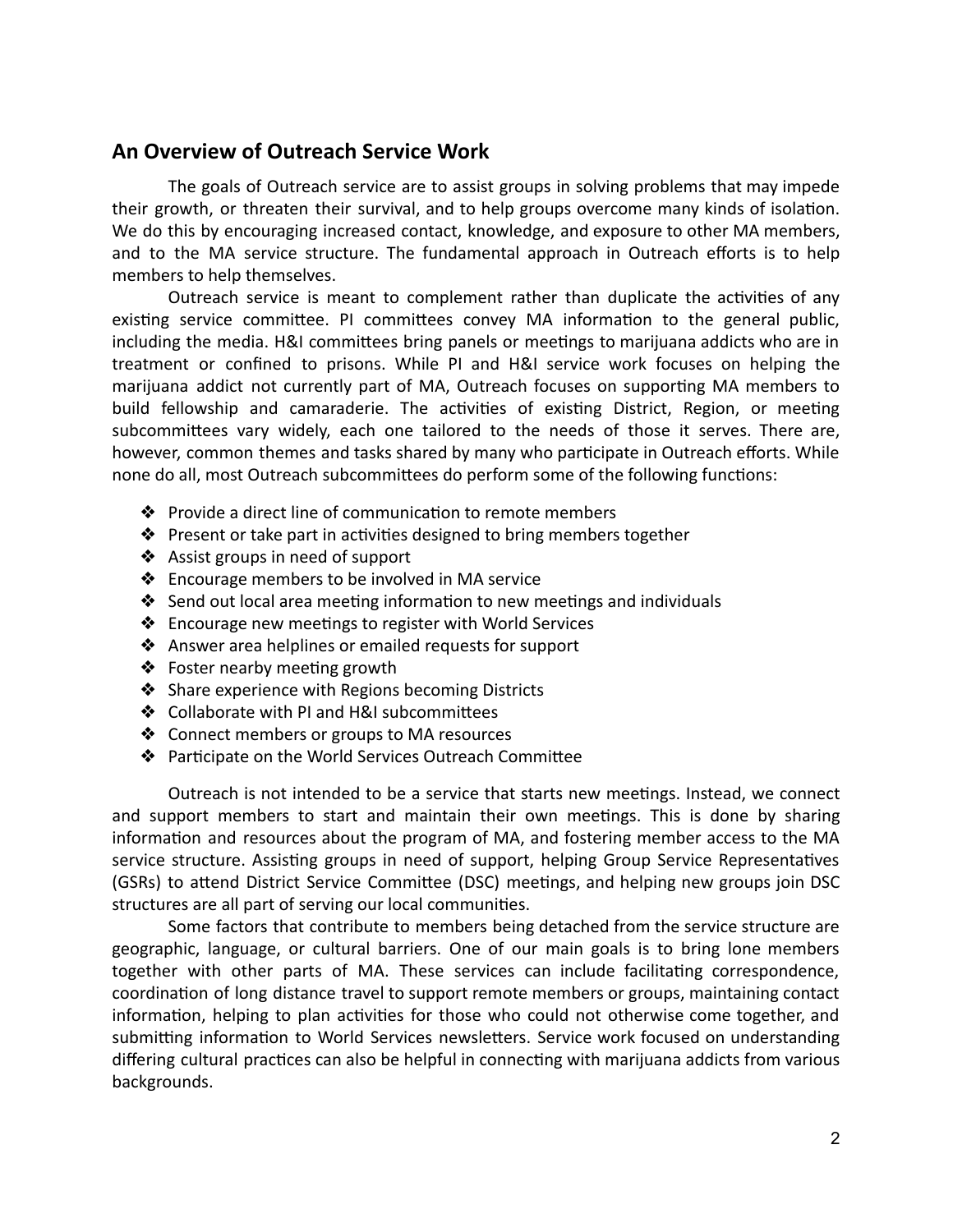## An Overview of Outreach Service Work

The goals of Outreach service are to assist groups in solving problems that may impede their growth, or threaten their survival, and to help groups overcome many kinds of isolation. We do this by encouraging increased contact, knowledge, and exposure to other MA members, and to the MA service structure. The fundamental approach in Outreach efforts is to help members to help themselves.

Outreach service is meant to complement rather than duplicate the activities of any existing service committee. PI committees convey MA information to the general public, including the media. H&I committees bring panels or meetings to marijuana addicts who are in treatment or confined to prisons. While PI and H&I service work focuses on helping the marijuana addict not currently part of MA, Outreach focuses on supporting MA members to build fellowship and camaraderie. The activities of existing District, Region, or meeting subcommittees vary widely, each one tailored to the needs of those it serves. There are, however, common themes and tasks shared by many who participate in Outreach efforts. While none do all, most Outreach subcommittees do perform some of the following functions:

- Provide a direct line of communication to remote members
- Present or take part in activities designed to bring members together
- Assist groups in need of support
- Encourage members to be involved in MA service
- Send out local area meeting information to new meetings and individuals
- Encourage new meetings to register with World Services
- Answer area helplines or emailed requests for support
- Foster nearby meeting growth
- Share experience with Regions becoming Districts
- Collaborate with PI and H&I subcommittees
- Connect members or groups to MA resources
- Participate on the World Services Outreach Committee

Outreach is not intended to be a service that starts new meetings. Instead, we connect and support members to start and maintain their own meetings. This is done by sharing information and resources about the program of MA, and fostering member access to the MA service structure. Assisting groups in need of support, helping Group Service Representatives (GSRs) to attend District Service Committee (DSC) meetings, and helping new groups join DSC structures are all part of serving our local communities.

Some factors that contribute to members being detached from the service structure are geographic, language, or cultural barriers. One of our main goals is to bring lone members together with other parts of MA. These services can include facilitating correspondence, coordination of long distance travel to support remote members or groups, maintaining contact information, helping to plan activities for those who could not otherwise come together, and submitting information to World Services newsletters. Service work focused on understanding differing cultural practices can also be helpful in connecting with marijuana addicts from various backgrounds.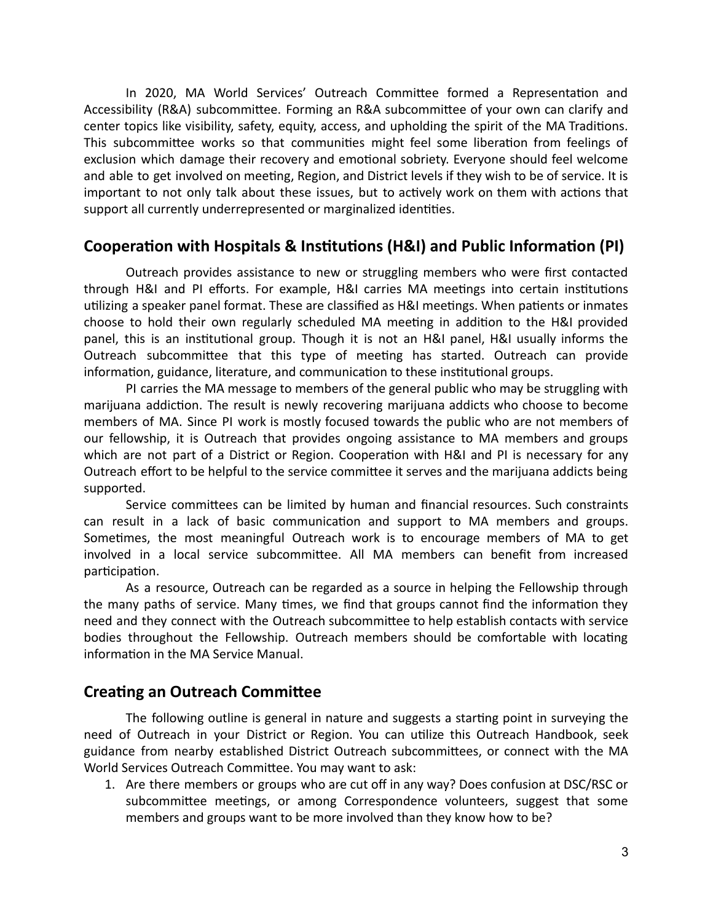In 2020, MA World Services' Outreach Committee formed a Representation and Accessibility (R&A) subcommittee. Forming an R&A subcommittee of your own can clarify and center topics like visibility, safety, equity, access, and upholding the spirit of the MA Traditions. This subcommittee works so that communities might feel some liberation from feelings of exclusion which damage their recovery and emotional sobriety. Everyone should feel welcome and able to get involved on meeting, Region, and District levels if they wish to be of service. It is important to not only talk about these issues, but to actively work on them with actions that support all currently underrepresented or marginalized identities.

## Cooperation with Hospitals & Institutions (H&I) and Public Information (PI)

Outreach provides assistance to new or struggling members who were first contacted through H&I and PI efforts. For example, H&I carries MA meetings into certain institutions utilizing a speaker panel format. These are classified as H&I meetings. When patients or inmates choose to hold their own regularly scheduled MA meeting in addition to the H&I provided panel, this is an institutional group. Though it is not an H&I panel, H&I usually informs the Outreach subcommittee that this type of meeting has started. Outreach can provide information, guidance, literature, and communication to these institutional groups.

PI carries the MA message to members of the general public who may be struggling with marijuana addiction. The result is newly recovering marijuana addicts who choose to become members of MA. Since PI work is mostly focused towards the public who are not members of our fellowship, it is Outreach that provides ongoing assistance to MA members and groups which are not part of a District or Region. Cooperation with H&I and PI is necessary for any Outreach effort to be helpful to the service committee it serves and the marijuana addicts being supported.

Service committees can be limited by human and financial resources. Such constraints can result in a lack of basic communication and support to MA members and groups. Sometimes, the most meaningful Outreach work is to encourage members of MA to get involved in a local service subcommittee. All MA members can benefit from increased participation.

As a resource, Outreach can be regarded as a source in helping the Fellowship through the many paths of service. Many times, we find that groups cannot find the information they need and they connect with the Outreach subcommittee to help establish contacts with service bodies throughout the Fellowship. Outreach members should be comfortable with locating information in the MA Service Manual.

## Creating an Outreach Committee

The following outline is general in nature and suggests a starting point in surveying the need of Outreach in your District or Region. You can utilize this Outreach Handbook, seek guidance from nearby established District Outreach subcommittees, or connect with the MA World Services Outreach Committee. You may want to ask:

1. Are there members or groups who are cut off in any way? Does confusion at DSC/RSC or subcommittee meetings, or among Correspondence volunteers, suggest that some members and groups want to be more involved than they know how to be?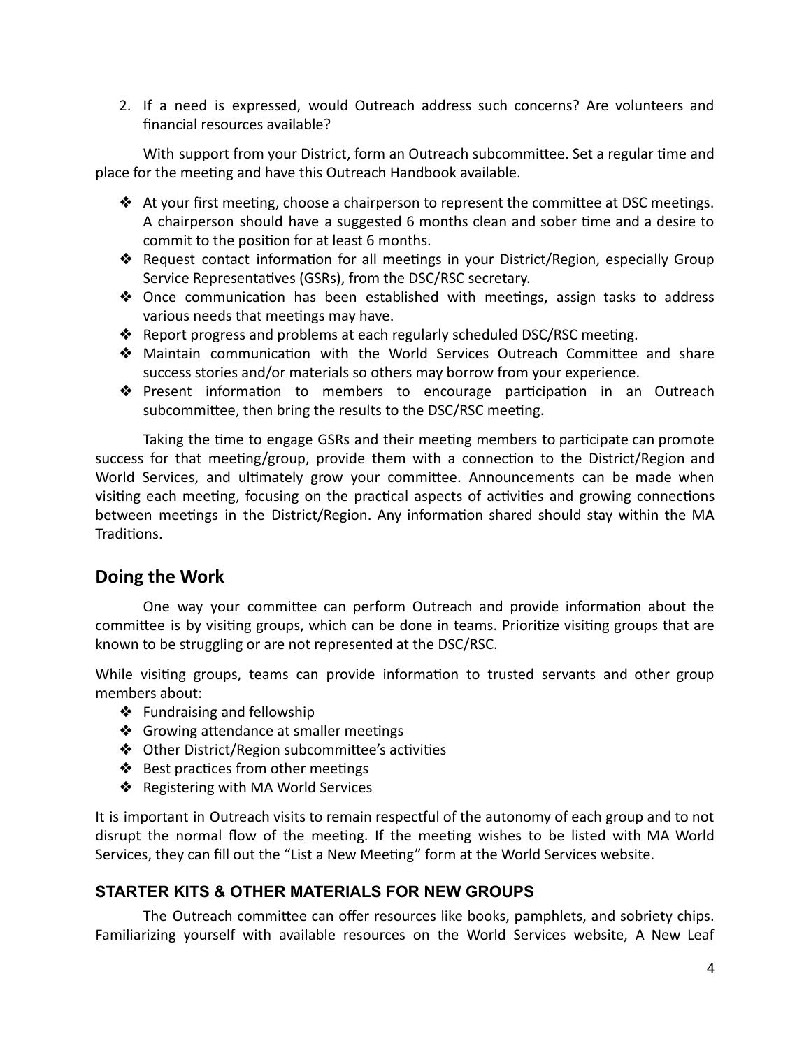2. If a need is expressed, would Outreach address such concerns? Are volunteers and financial resources available?

With support from your District, form an Outreach subcommittee. Set a regular time and place for the meeting and have this Outreach Handbook available.

- At your first meeting, choose a chairperson to represent the committee at DSC meetings. A chairperson should have a suggested 6 months clean and sober time and a desire to commit to the position for at least 6 months.
- Request contact information for all meetings in your District/Region, especially Group Service Representatives (GSRs), from the DSC/RSC secretary.
- Once communication has been established with meetings, assign tasks to address various needs that meetings may have.
- Report progress and problems at each regularly scheduled DSC/RSC meeting.
- Maintain communication with the World Services Outreach Committee and share success stories and/or materials so others may borrow from your experience.
- Present information to members to encourage participation in an Outreach subcommittee, then bring the results to the DSC/RSC meeting.

Taking the time to engage GSRs and their meeting members to participate can promote success for that meeting/group, provide them with a connection to the District/Region and World Services, and ultimately grow your committee. Announcements can be made when visiting each meeting, focusing on the practical aspects of activities and growing connections between meetings in the District/Region. Any information shared should stay within the MA Traditions.

## Doing the Work

One way your committee can perform Outreach and provide information about the committee is by visiting groups, which can be done in teams. Prioritize visiting groups that are known to be struggling or are not represented at the DSC/RSC.

While visiting groups, teams can provide information to trusted servants and other group members about:

- Fundraising and fellowship
- Growing attendance at smaller meetings
- Other District/Region subcommittee's activities
- Best practices from other meetings
- Registering with MA World Services

It is important in Outreach visits to remain respectful of the autonomy of each group and to not disrupt the normal flow of the meeting. If the meeting wishes to be listed with MA World Services, they can fill out the "List a New Meeting" form at the World Services website.

### STARTER KITS & OTHER MATERIALS FOR NEW GROUPS

The Outreach committee can offer resources like books, pamphlets, and sobriety chips. Familiarizing yourself with available resources on the World Services website, A New Leaf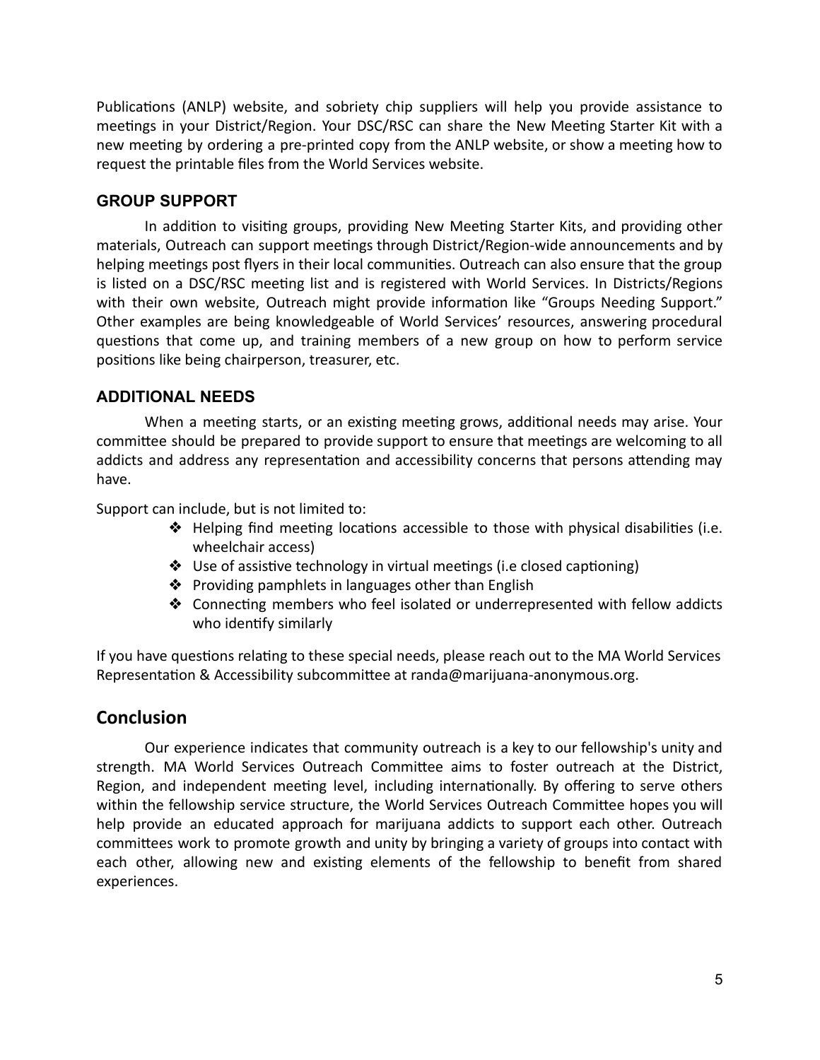Publications (ANLP) website, and sobriety chip suppliers will help you provide assistance to meetings in your District/Region. Your DSC/RSC can share the New Meeting Starter Kit with a new meeting by ordering a pre-printed copy from the ANLP website, or show a meeting how to request the printable files from the World Services website.

### GROUP SUPPORT

In addition to visiting groups, providing New Meeting Starter Kits, and providing other materials, Outreach can support meetings through District/Region-wide announcements and by helping meetings post flyers in their local communities. Outreach can also ensure that the group is listed on a DSC/RSC meeting list and is registered with World Services. In Districts/Regions with their own website, Outreach might provide information like "Groups Needing Support." Other examples are being knowledgeable of World Services' resources, answering procedural questions that come up, and training members of a new group on how to perform service positions like being chairperson, treasurer, etc.

### ADDITIONAL NEEDS

When a meeting starts, or an existing meeting grows, additional needs may arise. Your committee should be prepared to provide support to ensure that meetings are welcoming to all addicts and address any representation and accessibility concerns that persons attending may have.

Support can include, but is not limited to:

- Helping find meeting locations accessible to those with physical disabilities (i.e. wheelchair access)
- Use of assistive technology in virtual meetings (i.e closed captioning)
- Providing pamphlets in languages other than English
- Connecting members who feel isolated or underrepresented with fellow addicts who identify similarly

If you have questions relating to these special needs, please reach out to the MA World Services Representation & Accessibility subcommittee at randa@marijuana-anonymous.org.

## Conclusion

Our experience indicates that community outreach is a key to our fellowship's unity and strength. MA World Services Outreach Committee aims to foster outreach at the District, Region, and independent meeting level, including internationally. By offering to serve others within the fellowship service structure, the World Services Outreach Committee hopes you will help provide an educated approach for marijuana addicts to support each other. Outreach committees work to promote growth and unity by bringing a variety of groups into contact with each other, allowing new and existing elements of the fellowship to benefit from shared experiences.